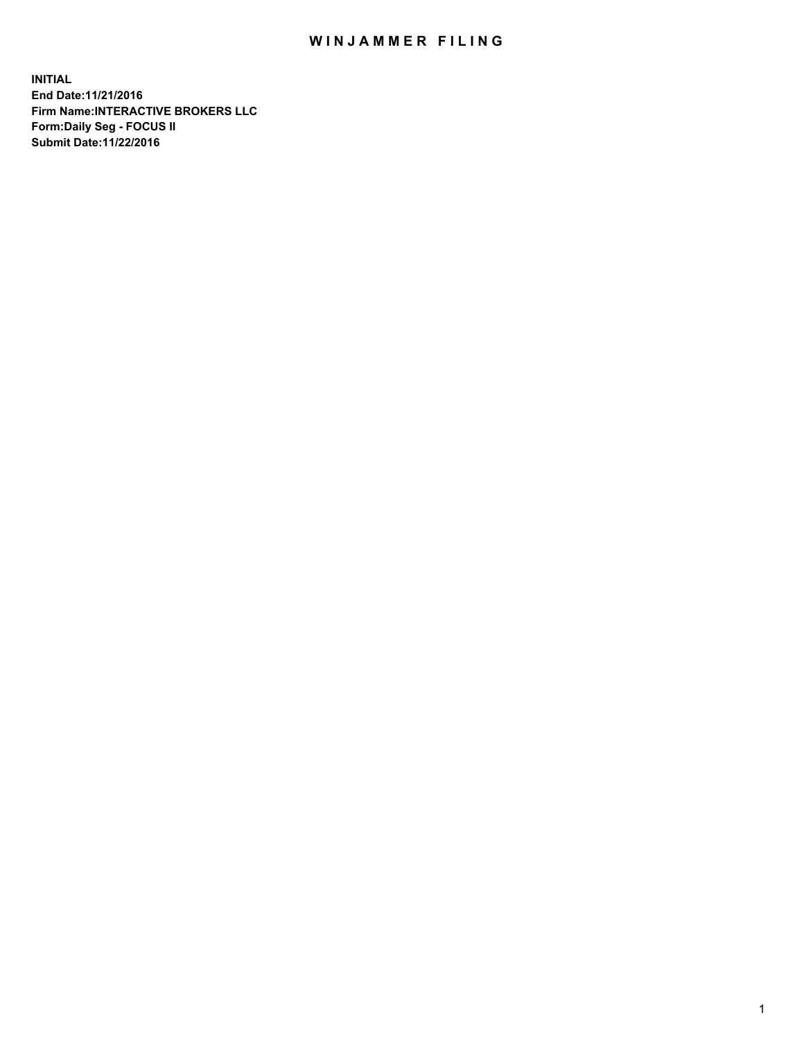# WINJAMMER FILING

**INITIAL**
**End Date:11/21/2016**
**Firm Name:INTERACTIVE BROKERS LLC**
**Form:Daily Seg - FOCUS II**
**Submit Date:11/22/2016**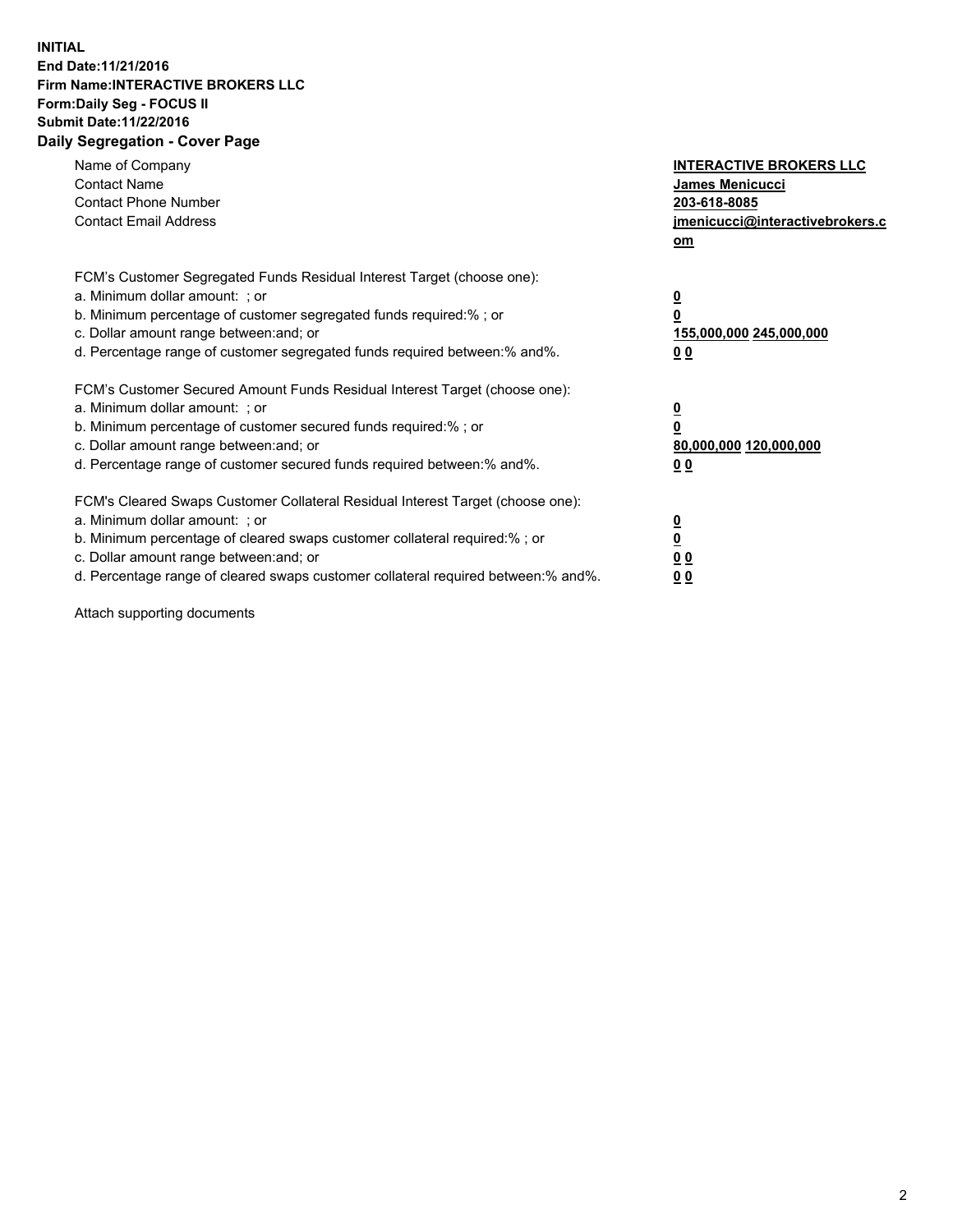**INITIAL**
**End Date:11/21/2016**
**Firm Name:INTERACTIVE BROKERS LLC**
**Form:Daily Seg - FOCUS II**
**Submit Date:11/22/2016**

**Daily Segregation - Cover Page**

| | |
|---|---|
| Name of Company | **INTERACTIVE BROKERS LLC** |
| Contact Name | **James Menicucci** |
| Contact Phone Number | **203-618-8085** |
| Contact Email Address | **jmenicucci@interactivebrokers.com** |

| | |
|---|---|
| FCM's Customer Segregated Funds Residual Interest Target (choose one): | |
| a. Minimum dollar amount: ; or | **0** |
| b. Minimum percentage of customer segregated funds required:% ; or | **0** |
| c. Dollar amount range between:and; or | **155,000,000 245,000,000** |
| d. Percentage range of customer segregated funds required between:% and%. | **0 0** |

| | |
|---|---|
| FCM's Customer Secured Amount Funds Residual Interest Target (choose one): | |
| a. Minimum dollar amount: ; or | **0** |
| b. Minimum percentage of customer secured funds required:% ; or | **0** |
| c. Dollar amount range between:and; or | **80,000,000 120,000,000** |
| d. Percentage range of customer secured funds required between:% and%. | **0 0** |

| | |
|---|---|
| FCM's Cleared Swaps Customer Collateral Residual Interest Target (choose one): | |
| a. Minimum dollar amount: ; or | **0** |
| b. Minimum percentage of cleared swaps customer collateral required:% ; or | **0** |
| c. Dollar amount range between:and; or | **0 0** |
| d. Percentage range of cleared swaps customer collateral required between:% and%. | **0 0** |

Attach supporting documents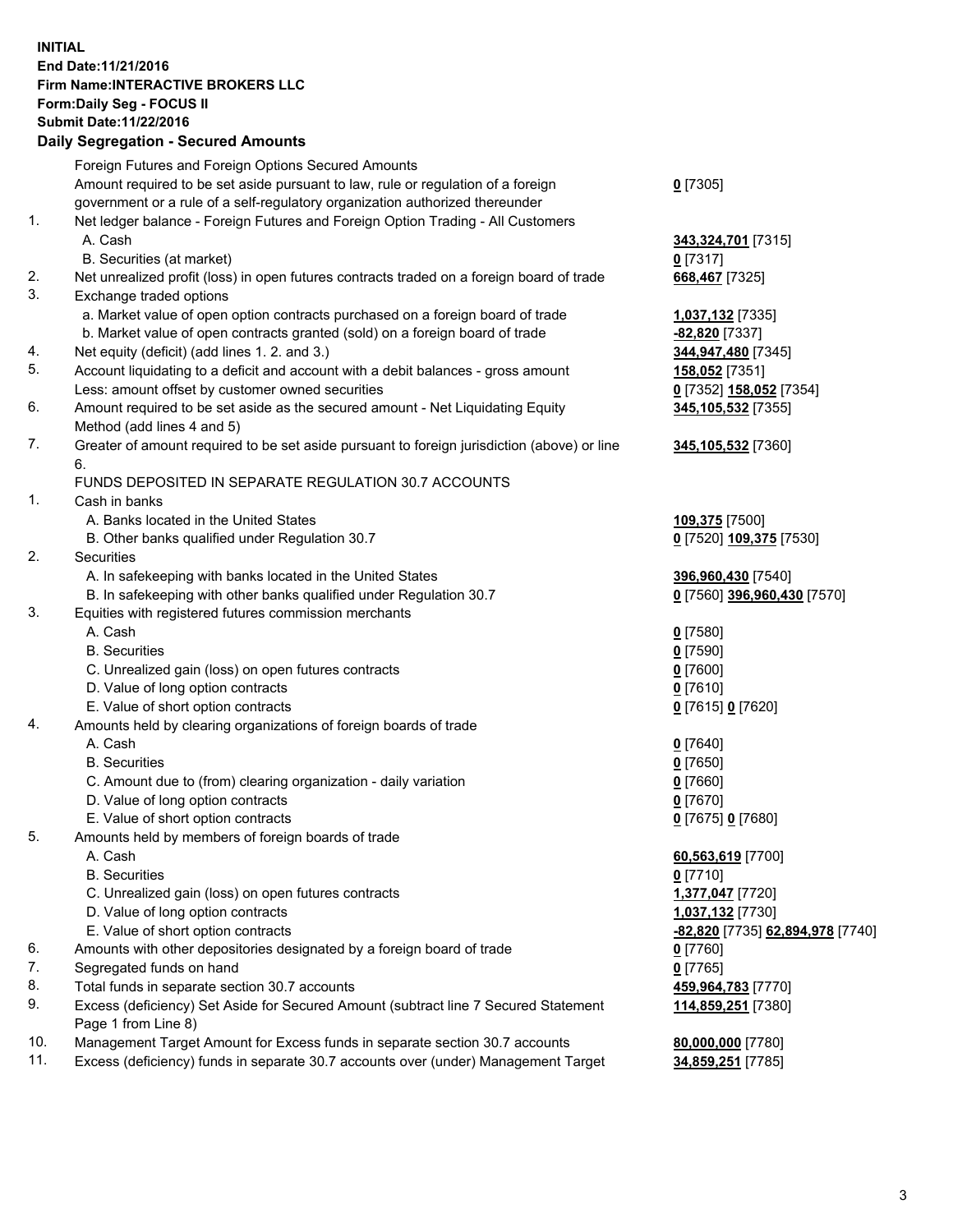**INITIAL**
**End Date:11/21/2016**
**Firm Name:INTERACTIVE BROKERS LLC**
**Form:Daily Seg - FOCUS II**
**Submit Date:11/22/2016**

## Daily Segregation - Secured Amounts

| | | |
|---|---|---|
| | Foreign Futures and Foreign Options Secured Amounts | |
| | Amount required to be set aside pursuant to law, rule or regulation of a foreign government or a rule of a self-regulatory organization authorized thereunder | **0** [7305] |
| 1. | Net ledger balance - Foreign Futures and Foreign Option Trading - All Customers | |
| | A. Cash | **343,324,701** [7315] |
| | B. Securities (at market) | **0** [7317] |
| 2. | Net unrealized profit (loss) in open futures contracts traded on a foreign board of trade | **668,467** [7325] |
| 3. | Exchange traded options | |
| | a. Market value of open option contracts purchased on a foreign board of trade | **1,037,132** [7335] |
| | b. Market value of open contracts granted (sold) on a foreign board of trade | **-82,820** [7337] |
| 4. | Net equity (deficit) (add lines 1. 2. and 3.) | **344,947,480** [7345] |
| 5. | Account liquidating to a deficit and account with a debit balances - gross amount | **158,052** [7351] |
| | Less: amount offset by customer owned securities | **0** [7352] **158,052** [7354] |
| 6. | Amount required to be set aside as the secured amount - Net Liquidating Equity Method (add lines 4 and 5) | **345,105,532** [7355] |
| 7. | Greater of amount required to be set aside pursuant to foreign jurisdiction (above) or line 6. | **345,105,532** [7360] |
| | FUNDS DEPOSITED IN SEPARATE REGULATION 30.7 ACCOUNTS | |
| 1. | Cash in banks | |
| | A. Banks located in the United States | **109,375** [7500] |
| | B. Other banks qualified under Regulation 30.7 | **0** [7520] **109,375** [7530] |
| 2. | Securities | |
| | A. In safekeeping with banks located in the United States | **396,960,430** [7540] |
| | B. In safekeeping with other banks qualified under Regulation 30.7 | **0** [7560] **396,960,430** [7570] |
| 3. | Equities with registered futures commission merchants | |
| | A. Cash | **0** [7580] |
| | B. Securities | **0** [7590] |
| | C. Unrealized gain (loss) on open futures contracts | **0** [7600] |
| | D. Value of long option contracts | **0** [7610] |
| | E. Value of short option contracts | **0** [7615] **0** [7620] |
| 4. | Amounts held by clearing organizations of foreign boards of trade | |
| | A. Cash | **0** [7640] |
| | B. Securities | **0** [7650] |
| | C. Amount due to (from) clearing organization - daily variation | **0** [7660] |
| | D. Value of long option contracts | **0** [7670] |
| | E. Value of short option contracts | **0** [7675] **0** [7680] |
| 5. | Amounts held by members of foreign boards of trade | |
| | A. Cash | **60,563,619** [7700] |
| | B. Securities | **0** [7710] |
| | C. Unrealized gain (loss) on open futures contracts | **1,377,047** [7720] |
| | D. Value of long option contracts | **1,037,132** [7730] |
| | E. Value of short option contracts | **-82,820** [7735] **62,894,978** [7740] |
| 6. | Amounts with other depositories designated by a foreign board of trade | **0** [7760] |
| 7. | Segregated funds on hand | **0** [7765] |
| 8. | Total funds in separate section 30.7 accounts | **459,964,783** [7770] |
| 9. | Excess (deficiency) Set Aside for Secured Amount (subtract line 7 Secured Statement Page 1 from Line 8) | **114,859,251** [7380] |
| 10. | Management Target Amount for Excess funds in separate section 30.7 accounts | **80,000,000** [7780] |
| 11. | Excess (deficiency) funds in separate 30.7 accounts over (under) Management Target | **34,859,251** [7785] |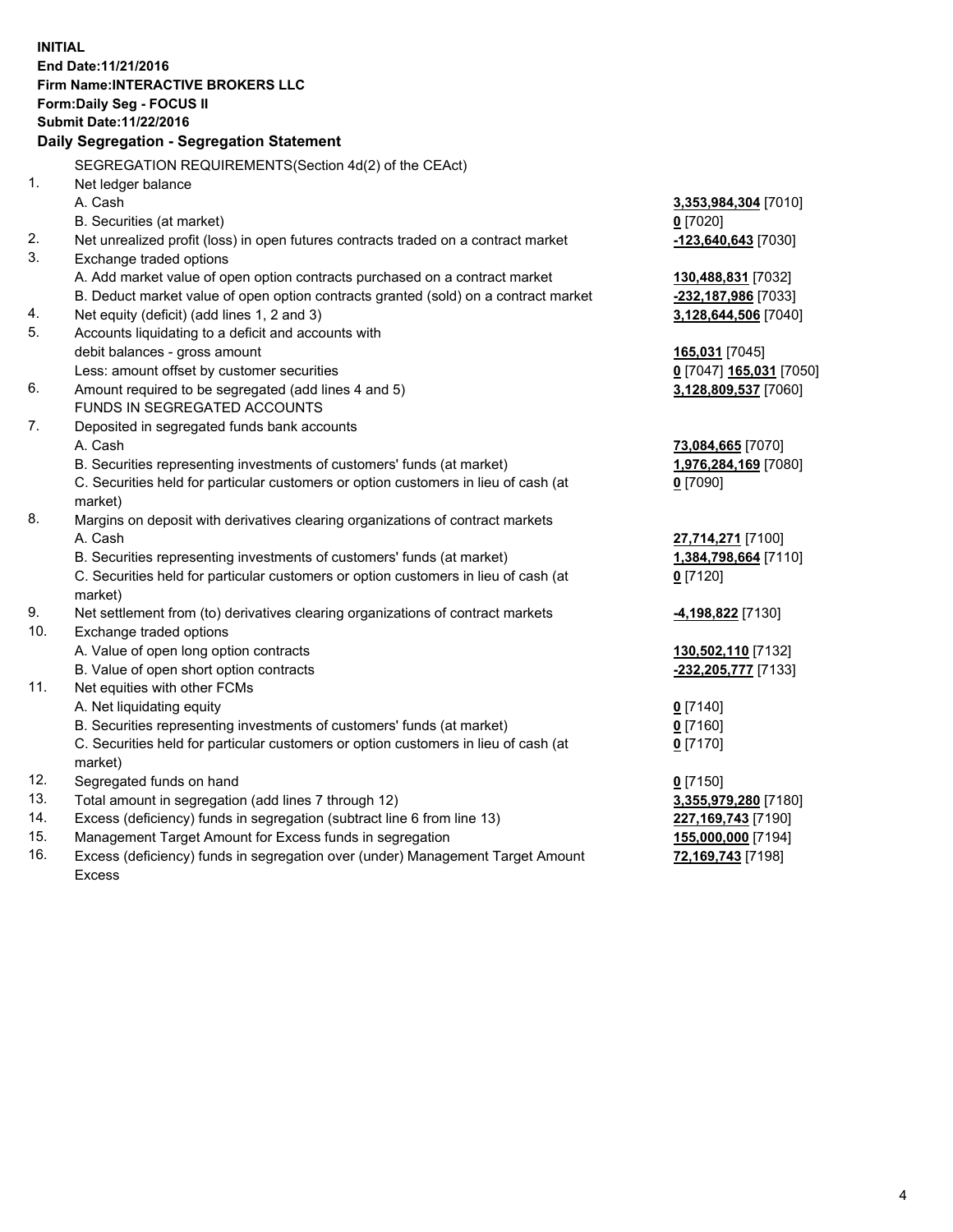**INITIAL**
**End Date:11/21/2016**
**Firm Name:INTERACTIVE BROKERS LLC**
**Form:Daily Seg - FOCUS II**
**Submit Date:11/22/2016**

## Daily Segregation - Segregation Statement

SEGREGATION REQUIREMENTS(Section 4d(2) of the CEAct)

| | | |
|---|---|---|
| 1. | Net ledger balance | |
| | A. Cash | **3,353,984,304** [7010] |
| | B. Securities (at market) | **0** [7020] |
| 2. | Net unrealized profit (loss) in open futures contracts traded on a contract market | **-123,640,643** [7030] |
| 3. | Exchange traded options | |
| | A. Add market value of open option contracts purchased on a contract market | **130,488,831** [7032] |
| | B. Deduct market value of open option contracts granted (sold) on a contract market | **-232,187,986** [7033] |
| 4. | Net equity (deficit) (add lines 1, 2 and 3) | **3,128,644,506** [7040] |
| 5. | Accounts liquidating to a deficit and accounts with | |
| | debit balances - gross amount | **165,031** [7045] |
| | Less: amount offset by customer securities | **0** [7047] **165,031** [7050] |
| 6. | Amount required to be segregated (add lines 4 and 5) | **3,128,809,537** [7060] |
| | FUNDS IN SEGREGATED ACCOUNTS | |
| 7. | Deposited in segregated funds bank accounts | |
| | A. Cash | **73,084,665** [7070] |
| | B. Securities representing investments of customers' funds (at market) | **1,976,284,169** [7080] |
| | C. Securities held for particular customers or option customers in lieu of cash (at market) | **0** [7090] |
| 8. | Margins on deposit with derivatives clearing organizations of contract markets | |
| | A. Cash | **27,714,271** [7100] |
| | B. Securities representing investments of customers' funds (at market) | **1,384,798,664** [7110] |
| | C. Securities held for particular customers or option customers in lieu of cash (at market) | **0** [7120] |
| 9. | Net settlement from (to) derivatives clearing organizations of contract markets | **-4,198,822** [7130] |
| 10. | Exchange traded options | |
| | A. Value of open long option contracts | **130,502,110** [7132] |
| | B. Value of open short option contracts | **-232,205,777** [7133] |
| 11. | Net equities with other FCMs | |
| | A. Net liquidating equity | **0** [7140] |
| | B. Securities representing investments of customers' funds (at market) | **0** [7160] |
| | C. Securities held for particular customers or option customers in lieu of cash (at market) | **0** [7170] |
| 12. | Segregated funds on hand | **0** [7150] |
| 13. | Total amount in segregation (add lines 7 through 12) | **3,355,979,280** [7180] |
| 14. | Excess (deficiency) funds in segregation (subtract line 6 from line 13) | **227,169,743** [7190] |
| 15. | Management Target Amount for Excess funds in segregation | **155,000,000** [7194] |
| 16. | Excess (deficiency) funds in segregation over (under) Management Target Amount Excess | **72,169,743** [7198] |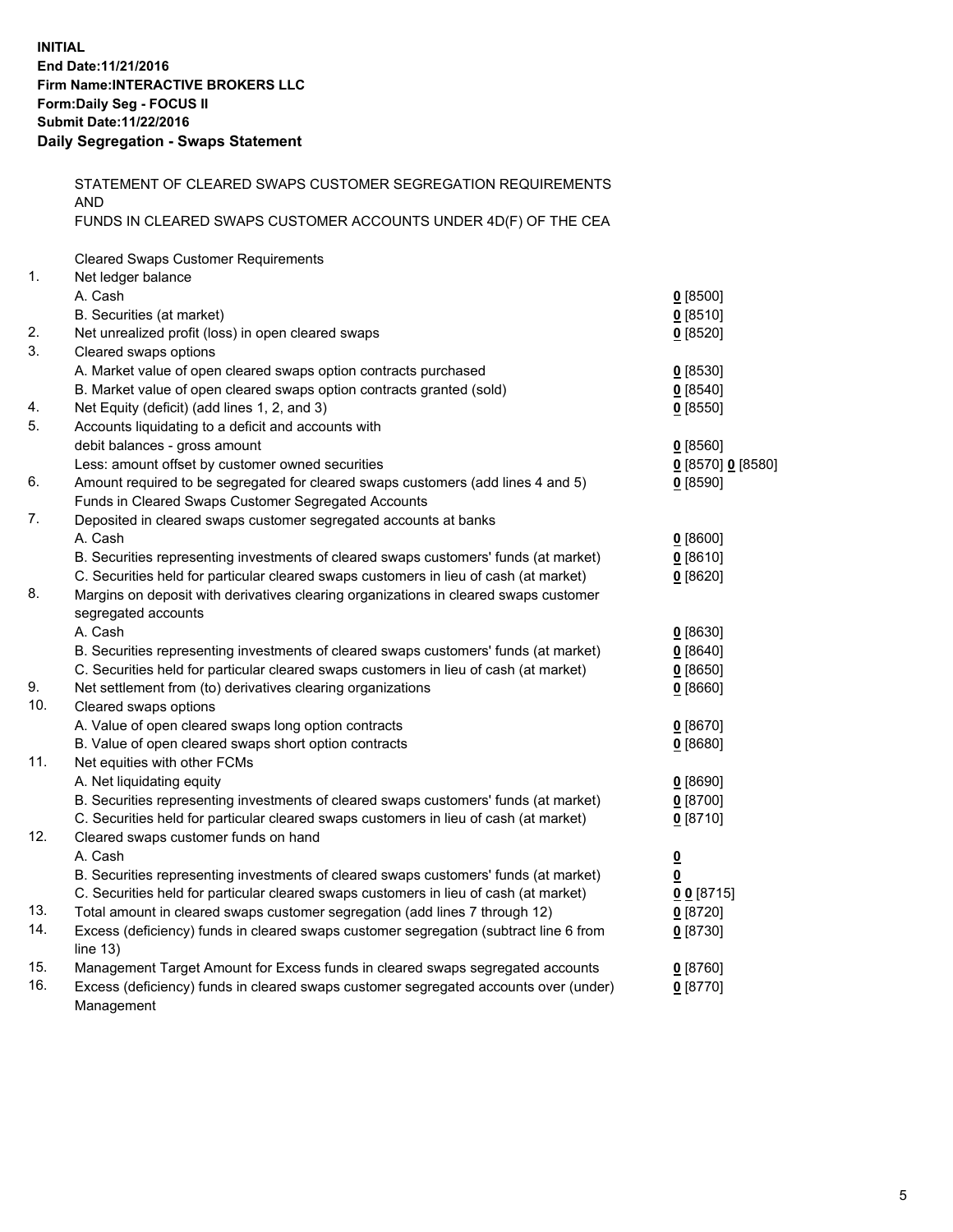**INITIAL**
**End Date:11/21/2016**
**Firm Name:INTERACTIVE BROKERS LLC**
**Form:Daily Seg - FOCUS II**
**Submit Date:11/22/2016**
**Daily Segregation - Swaps Statement**

STATEMENT OF CLEARED SWAPS CUSTOMER SEGREGATION REQUIREMENTS AND FUNDS IN CLEARED SWAPS CUSTOMER ACCOUNTS UNDER 4D(F) OF THE CEA

| | | |
|---|---|---|
| | Cleared Swaps Customer Requirements | |
| 1. | Net ledger balance | |
| | A. Cash | 0 [8500] |
| | B. Securities (at market) | 0 [8510] |
| 2. | Net unrealized profit (loss) in open cleared swaps | 0 [8520] |
| 3. | Cleared swaps options | |
| | A. Market value of open cleared swaps option contracts purchased | 0 [8530] |
| | B. Market value of open cleared swaps option contracts granted (sold) | 0 [8540] |
| 4. | Net Equity (deficit) (add lines 1, 2, and 3) | 0 [8550] |
| 5. | Accounts liquidating to a deficit and accounts with | |
| | debit balances - gross amount | 0 [8560] |
| | Less: amount offset by customer owned securities | 0 [8570] 0 [8580] |
| 6. | Amount required to be segregated for cleared swaps customers (add lines 4 and 5) | 0 [8590] |
| | Funds in Cleared Swaps Customer Segregated Accounts | |
| 7. | Deposited in cleared swaps customer segregated accounts at banks | |
| | A. Cash | 0 [8600] |
| | B. Securities representing investments of cleared swaps customers' funds (at market) | 0 [8610] |
| | C. Securities held for particular cleared swaps customers in lieu of cash (at market) | 0 [8620] |
| 8. | Margins on deposit with derivatives clearing organizations in cleared swaps customer segregated accounts | |
| | A. Cash | 0 [8630] |
| | B. Securities representing investments of cleared swaps customers' funds (at market) | 0 [8640] |
| | C. Securities held for particular cleared swaps customers in lieu of cash (at market) | 0 [8650] |
| 9. | Net settlement from (to) derivatives clearing organizations | 0 [8660] |
| 10. | Cleared swaps options | |
| | A. Value of open cleared swaps long option contracts | 0 [8670] |
| | B. Value of open cleared swaps short option contracts | 0 [8680] |
| 11. | Net equities with other FCMs | |
| | A. Net liquidating equity | 0 [8690] |
| | B. Securities representing investments of cleared swaps customers' funds (at market) | 0 [8700] |
| | C. Securities held for particular cleared swaps customers in lieu of cash (at market) | 0 [8710] |
| 12. | Cleared swaps customer funds on hand | |
| | A. Cash | 0 |
| | B. Securities representing investments of cleared swaps customers' funds (at market) | 0 |
| | C. Securities held for particular cleared swaps customers in lieu of cash (at market) | 0 0 [8715] |
| 13. | Total amount in cleared swaps customer segregation (add lines 7 through 12) | 0 [8720] |
| 14. | Excess (deficiency) funds in cleared swaps customer segregation (subtract line 6 from line 13) | 0 [8730] |
| 15. | Management Target Amount for Excess funds in cleared swaps segregated accounts | 0 [8760] |
| 16. | Excess (deficiency) funds in cleared swaps customer segregated accounts over (under) Management | 0 [8770] |